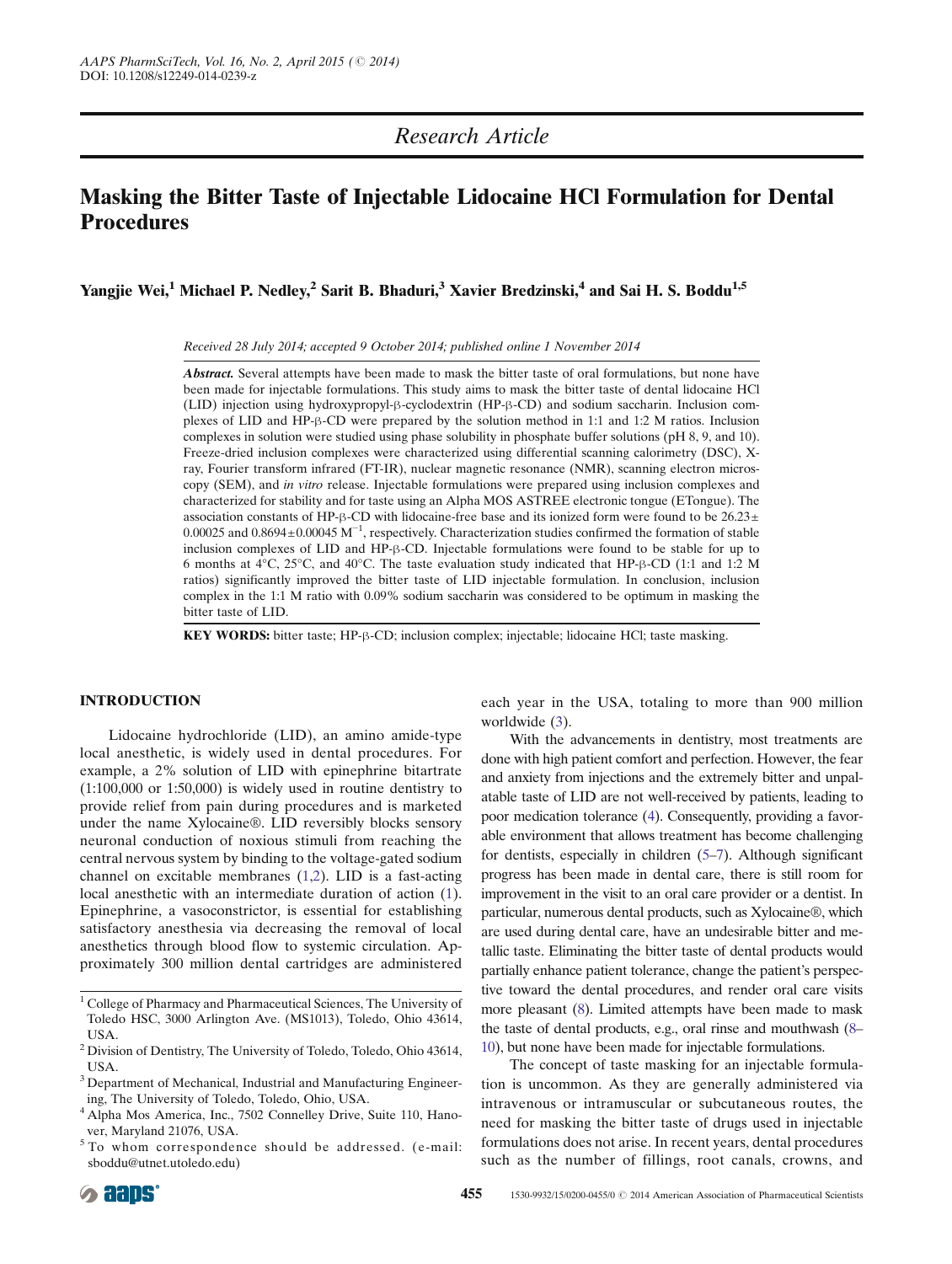Research Article

# Masking the Bitter Taste of Injectable Lidocaine HCl Formulation for Dental Procedures

**Yangjie Wei,[1] Michael P. Nedley,[2] Sarit B. Bhaduri,[3] Xavier Bredzinski,[4] and Sai H. S. Boddu[1,5]**

*Received 28 July 2014; accepted 9 October 2014; published online 1 November 2014*

***Abstract.*** Several attempts have been made to mask the bitter taste of oral formulations, but none have been made for injectable formulations. This study aims to mask the bitter taste of dental lidocaine HCl (LID) injection using hydroxypropyl-β-cyclodextrin (HP-β-CD) and sodium saccharin. Inclusion complexes of LID and HP-β-CD were prepared by the solution method in 1:1 and 1:2 M ratios. Inclusion complexes in solution were studied using phase solubility in phosphate buffer solutions (pH 8, 9, and 10). Freeze-dried inclusion complexes were characterized using differential scanning calorimetry (DSC), X-ray, Fourier transform infrared (FT-IR), nuclear magnetic resonance (NMR), scanning electron microscopy (SEM), and *in vitro* release. Injectable formulations were prepared using inclusion complexes and characterized for stability and for taste using an Alpha MOS ASTREE electronic tongue (ETongue). The association constants of HP-β-CD with lidocaine-free base and its ionized form were found to be 26.23± 0.00025 and 0.8694±0.00045 $M^{-1}$, respectively. Characterization studies confirmed the formation of stable inclusion complexes of LID and HP-β-CD. Injectable formulations were found to be stable for up to 6 months at 4°C, 25°C, and 40°C. The taste evaluation study indicated that HP-β-CD (1:1 and 1:2 M ratios) significantly improved the bitter taste of LID injectable formulation. In conclusion, inclusion complex in the 1:1 M ratio with 0.09% sodium saccharin was considered to be optimum in masking the bitter taste of LID.

**KEY WORDS:** bitter taste; HP-β-CD; inclusion complex; injectable; lidocaine HCl; taste masking.

## INTRODUCTION

Lidocaine hydrochloride (LID), an amino amide-type local anesthetic, is widely used in dental procedures. For example, a 2% solution of LID with epinephrine bitartrate (1:100,000 or 1:50,000) is widely used in routine dentistry to provide relief from pain during procedures and is marketed under the name Xylocaine®. LID reversibly blocks sensory neuronal conduction of noxious stimuli from reaching the central nervous system by binding to the voltage-gated sodium channel on excitable membranes (1,2). LID is a fast-acting local anesthetic with an intermediate duration of action (1). Epinephrine, a vasoconstrictor, is essential for establishing satisfactory anesthesia via decreasing the removal of local anesthetics through blood flow to systemic circulation. Approximately 300 million dental cartridges are administered each year in the USA, totaling to more than 900 million worldwide (3).

With the advancements in dentistry, most treatments are done with high patient comfort and perfection. However, the fear and anxiety from injections and the extremely bitter and unpalatable taste of LID are not well-received by patients, leading to poor medication tolerance (4). Consequently, providing a favorable environment that allows treatment has become challenging for dentists, especially in children (5–7). Although significant progress has been made in dental care, there is still room for improvement in the visit to an oral care provider or a dentist. In particular, numerous dental products, such as Xylocaine®, which are used during dental care, have an undesirable bitter and metallic taste. Eliminating the bitter taste of dental products would partially enhance patient tolerance, change the patient's perspective toward the dental procedures, and render oral care visits more pleasant (8). Limited attempts have been made to mask the taste of dental products, e.g., oral rinse and mouthwash (8–10), but none have been made for injectable formulations.

The concept of taste masking for an injectable formulation is uncommon. As they are generally administered via intravenous or intramuscular or subcutaneous routes, the need for masking the bitter taste of drugs used in injectable formulations does not arise. In recent years, dental procedures such as the number of fillings, root canals, crowns, and

---

[1] College of Pharmacy and Pharmaceutical Sciences, The University of Toledo HSC, 3000 Arlington Ave. (MS1013), Toledo, Ohio 43614, USA.

[2] Division of Dentistry, The University of Toledo, Toledo, Ohio 43614, USA.

[3] Department of Mechanical, Industrial and Manufacturing Engineering, The University of Toledo, Toledo, Ohio, USA.

[4] Alpha Mos America, Inc., 7502 Connelley Drive, Suite 110, Hanover, Maryland 21076, USA.

[5] To whom correspondence should be addressed. (e-mail: sboddu@utnet.utoledo.edu)

1530-9932/15/0200-0455/0 © 2014 American Association of Pharmaceutical Scientists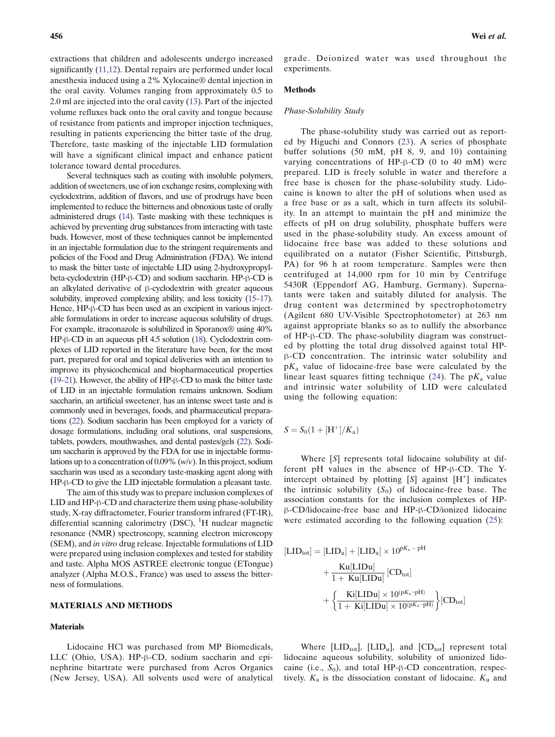extractions that children and adolescents undergo increased significantly (11,12). Dental repairs are performed under local anesthesia induced using a 2% Xylocaine® dental injection in the oral cavity. Volumes ranging from approximately 0.5 to 2.0 ml are injected into the oral cavity (13). Part of the injected volume refluxes back onto the oral cavity and tongue because of resistance from patients and improper injection techniques, resulting in patients experiencing the bitter taste of the drug. Therefore, taste masking of the injectable LID formulation will have a significant clinical impact and enhance patient tolerance toward dental procedures.

Several techniques such as coating with insoluble polymers, addition of sweeteners, use of ion exchange resins, complexing with cyclodextrins, addition of flavors, and use of prodrugs have been implemented to reduce the bitterness and obnoxious taste of orally administered drugs (14). Taste masking with these techniques is achieved by preventing drug substances from interacting with taste buds. However, most of these techniques cannot be implemented in an injectable formulation due to the stringent requirements and policies of the Food and Drug Administration (FDA). We intend to mask the bitter taste of injectable LID using 2-hydroxypropyl-beta-cyclodextrin (HP-β-CD) and sodium saccharin. HP-β-CD is an alkylated derivative of β-cyclodextrin with greater aqueous solubility, improved complexing ability, and less toxicity (15–17). Hence, HP-β-CD has been used as an excipient in various injectable formulations in order to increase aqueous solubility of drugs. For example, itraconazole is solubilized in Sporanox® using 40% HP-β-CD in an aqueous pH 4.5 solution (18). Cyclodextrin complexes of LID reported in the literature have been, for the most part, prepared for oral and topical deliveries with an intention to improve its physicochemical and biopharmaceutical properties (19–21). However, the ability of HP-β-CD to mask the bitter taste of LID in an injectable formulation remains unknown. Sodium saccharin, an artificial sweetener, has an intense sweet taste and is commonly used in beverages, foods, and pharmaceutical preparations (22). Sodium saccharin has been employed for a variety of dosage formulations, including oral solutions, oral suspensions, tablets, powders, mouthwashes, and dental pastes/gels (22). Sodium saccharin is approved by the FDA for use in injectable formulations up to a concentration of 0.09% (*w*/*v*). In this project, sodium saccharin was used as a secondary taste-masking agent along with HP-β-CD to give the LID injectable formulation a pleasant taste.

The aim of this study was to prepare inclusion complexes of LID and HP-β-CD and characterize them using phase-solubility study, X-ray diffractometer, Fourier transform infrared (FT-IR), differential scanning calorimetry (DSC), $^{1}$H nuclear magnetic resonance (NMR) spectroscopy, scanning electron microscopy (SEM), and *in vitro* drug release. Injectable formulations of LID were prepared using inclusion complexes and tested for stability and taste. Alpha MOS ASTREE electronic tongue (ETongue) analyzer (Alpha M.O.S., France) was used to assess the bitterness of formulations.

## MATERIALS AND METHODS

### Materials

Lidocaine HCl was purchased from MP Biomedicals, LLC (Ohio, USA). HP-β-CD, sodium saccharin and epinephrine bitartrate were purchased from Acros Organics (New Jersey, USA). All solvents used were of analytical grade. Deionized water was used throughout the experiments.

### Methods

#### *Phase-Solubility Study*

The phase-solubility study was carried out as reported by Higuchi and Connors (23). A series of phosphate buffer solutions (50 mM, pH 8, 9, and 10) containing varying concentrations of HP-β-CD (0 to 40 mM) were prepared. LID is freely soluble in water and therefore a free base is chosen for the phase-solubility study. Lidocaine is known to alter the pH of solutions when used as a free base or as a salt, which in turn affects its solubility. In an attempt to maintain the pH and minimize the effects of pH on drug solubility, phosphate buffers were used in the phase-solubility study. An excess amount of lidocaine free base was added to these solutions and equilibrated on a nutator (Fisher Scientific, Pittsburgh, PA) for 96 h at room temperature. Samples were then centrifuged at 14,000 rpm for 10 min by Centrifuge 5430R (Eppendorf AG, Hamburg, Germany). Supernatants were taken and suitably diluted for analysis. The drug content was determined by spectrophotometry (Agilent 680 UV-Visible Spectrophotometer) at 263 nm against appropriate blanks so as to nullify the absorbance of HP-β-CD. The phase-solubility diagram was constructed by plotting the total drug dissolved against total HP-β-CD concentration. The intrinsic water solubility and $pK_a$ value of lidocaine-free base were calculated by the linear least squares fitting technique (24). The $pK_a$ value and intrinsic water solubility of LID were calculated using the following equation:

$$S = S_0(1 + [\mathrm{H}^+]/K_a)$$

Where $[S]$ represents total lidocaine solubility at different pH values in the absence of HP-β-CD. The Y-intercept obtained by plotting $[S]$ against $[\mathrm{H}^+]$ indicates the intrinsic solubility ($S_0$) of lidocaine-free base. The association constants for the inclusion complexes of HP-β-CD/lidocaine-free base and HP-β-CD/ionized lidocaine were estimated according to the following equation (25):

$$[\mathrm{LID_{tot}}] = [\mathrm{LID_u}] + [\mathrm{LID_u}] \times 10^{\mathrm{p}K_a - \mathrm{pH}} + \frac{\mathrm{Ku}[\mathrm{LIDu}]}{1 + \mathrm{Ku}[\mathrm{LIDu}]}[\mathrm{CD_{tot}}] + \left\{\frac{\mathrm{Ki}[\mathrm{LIDu}] \times 10^{(\mathrm{p}K_a - \mathrm{pH})}}{1 + \mathrm{Ki}[\mathrm{LIDu}] \times 10^{(\mathrm{p}K_a - \mathrm{pH})}}\right\}[\mathrm{CD_{tot}}]$$

Where $[\mathrm{LID_{tot}}]$, $[\mathrm{LID_u}]$, and $[\mathrm{CD_{tot}}]$ represent total lidocaine aqueous solubility, solubility of unionized lidocaine (i.e., $S_0$), and total HP-β-CD concentration, respectively. $K_a$ is the dissociation constant of lidocaine. $K_u$ and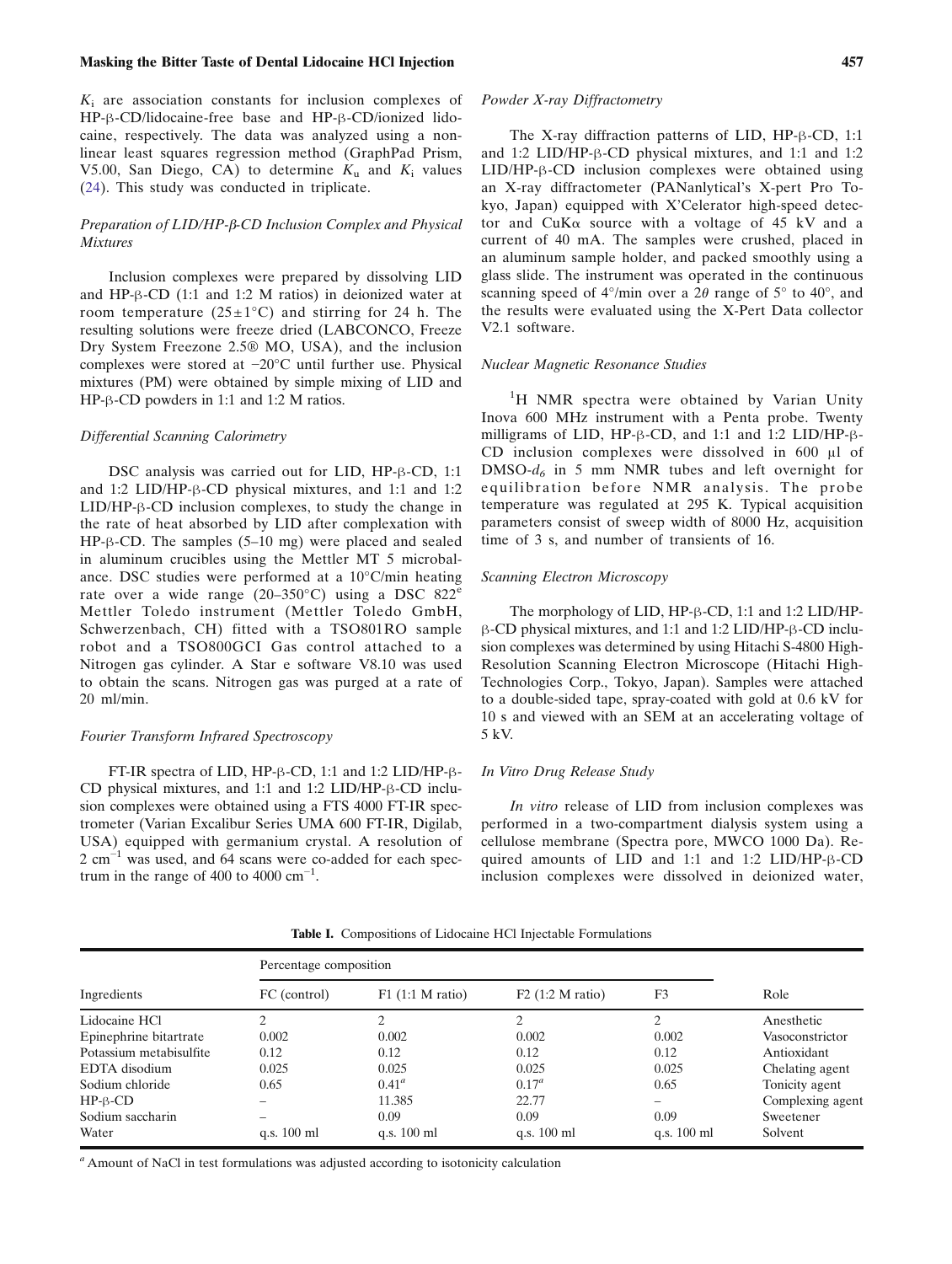$K_i$ are association constants for inclusion complexes of HP-β-CD/lidocaine-free base and HP-β-CD/ionized lidocaine, respectively. The data was analyzed using a nonlinear least squares regression method (GraphPad Prism, V5.00, San Diego, CA) to determine $K_u$ and $K_i$ values (24). This study was conducted in triplicate.

### *Preparation of LID/HP-β-CD Inclusion Complex and Physical Mixtures*

Inclusion complexes were prepared by dissolving LID and HP-β-CD (1:1 and 1:2 M ratios) in deionized water at room temperature (25±1°C) and stirring for 24 h. The resulting solutions were freeze dried (LABCONCO, Freeze Dry System Freezone 2.5® MO, USA), and the inclusion complexes were stored at −20°C until further use. Physical mixtures (PM) were obtained by simple mixing of LID and HP-β-CD powders in 1:1 and 1:2 M ratios.

### *Differential Scanning Calorimetry*

DSC analysis was carried out for LID, HP-β-CD, 1:1 and 1:2 LID/HP-β-CD physical mixtures, and 1:1 and 1:2 LID/HP-β-CD inclusion complexes, to study the change in the rate of heat absorbed by LID after complexation with HP-β-CD. The samples (5–10 mg) were placed and sealed in aluminum crucibles using the Mettler MT 5 microbalance. DSC studies were performed at a 10°C/min heating rate over a wide range (20–350°C) using a DSC 822[e] Mettler Toledo instrument (Mettler Toledo GmbH, Schwerzenbach, CH) fitted with a TSO801RO sample robot and a TSO800GCI Gas control attached to a Nitrogen gas cylinder. A Star e software V8.10 was used to obtain the scans. Nitrogen gas was purged at a rate of 20 ml/min.

### *Fourier Transform Infrared Spectroscopy*

FT-IR spectra of LID, HP-β-CD, 1:1 and 1:2 LID/HP-β-CD physical mixtures, and 1:1 and 1:2 LID/HP-β-CD inclusion complexes were obtained using a FTS 4000 FT-IR spectrometer (Varian Excalibur Series UMA 600 FT-IR, Digilab, USA) equipped with germanium crystal. A resolution of 2 $cm^{-1}$ was used, and 64 scans were co-added for each spectrum in the range of 400 to 4000 $cm^{-1}$.

### *Powder X-ray Diffractometry*

The X-ray diffraction patterns of LID, HP-β-CD, 1:1 and 1:2 LID/HP-β-CD physical mixtures, and 1:1 and 1:2 LID/HP-β-CD inclusion complexes were obtained using an X-ray diffractometer (PANanlytical's X-pert Pro Tokyo, Japan) equipped with X'Celerator high-speed detector and CuKα source with a voltage of 45 kV and a current of 40 mA. The samples were crushed, placed in an aluminum sample holder, and packed smoothly using a glass slide. The instrument was operated in the continuous scanning speed of 4°/min over a 2$\theta$ range of 5° to 40°, and the results were evaluated using the X-Pert Data collector V2.1 software.

### *Nuclear Magnetic Resonance Studies*

$^{1}$H NMR spectra were obtained by Varian Unity Inova 600 MHz instrument with a Penta probe. Twenty milligrams of LID, HP-β-CD, and 1:1 and 1:2 LID/HP-β-CD inclusion complexes were dissolved in 600 μl of DMSO-$d_6$ in 5 mm NMR tubes and left overnight for equilibration before NMR analysis. The probe temperature was regulated at 295 K. Typical acquisition parameters consist of sweep width of 8000 Hz, acquisition time of 3 s, and number of transients of 16.

### *Scanning Electron Microscopy*

The morphology of LID, HP-β-CD, 1:1 and 1:2 LID/HP-β-CD physical mixtures, and 1:1 and 1:2 LID/HP-β-CD inclusion complexes was determined by using Hitachi S-4800 High-Resolution Scanning Electron Microscope (Hitachi High-Technologies Corp., Tokyo, Japan). Samples were attached to a double-sided tape, spray-coated with gold at 0.6 kV for 10 s and viewed with an SEM at an accelerating voltage of 5 kV.

### *In Vitro Drug Release Study*

*In vitro* release of LID from inclusion complexes was performed in a two-compartment dialysis system using a cellulose membrane (Spectra pore, MWCO 1000 Da). Required amounts of LID and 1:1 and 1:2 LID/HP-β-CD inclusion complexes were dissolved in deionized water,

**Table I.** Compositions of Lidocaine HCl Injectable Formulations

| Ingredients | Percentage composition | | | | Role |
|---|---|---|---|---|---|
| | FC (control) | F1 (1:1 M ratio) | F2 (1:2 M ratio) | F3 | |
| Lidocaine HCl | 2 | 2 | 2 | 2 | Anesthetic |
| Epinephrine bitartrate | 0.002 | 0.002 | 0.002 | 0.002 | Vasoconstrictor |
| Potassium metabisulfite | 0.12 | 0.12 | 0.12 | 0.12 | Antioxidant |
| EDTA disodium | 0.025 | 0.025 | 0.025 | 0.025 | Chelating agent |
| Sodium chloride | 0.65 | 0.41[a] | 0.17[a] | 0.65 | Tonicity agent |
| HP-β-CD | – | 11.385 | 22.77 | – | Complexing agent |
| Sodium saccharin | – | 0.09 | 0.09 | 0.09 | Sweetener |
| Water | q.s. 100 ml | q.s. 100 ml | q.s. 100 ml | q.s. 100 ml | Solvent |

[a] Amount of NaCl in test formulations was adjusted according to isotonicity calculation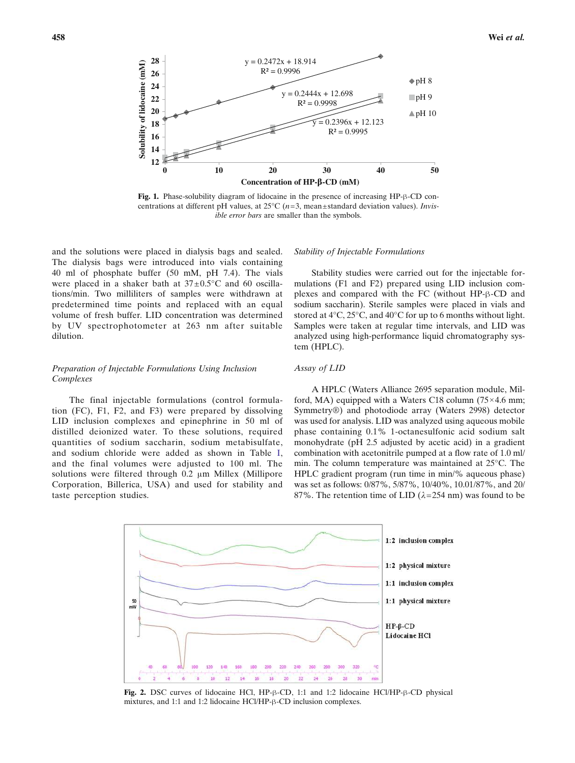Fig. 1. Phase-solubility diagram of lidocaine in the presence of increasing HP-β-CD concentrations at different pH values, at 25°C ($n$=3, mean±standard deviation values). *Invisible error bars* are smaller than the symbols.

and the solutions were placed in dialysis bags and sealed. The dialysis bags were introduced into vials containing 40 ml of phosphate buffer (50 mM, pH 7.4). The vials were placed in a shaker bath at 37±0.5°C and 60 oscillations/min. Two milliliters of samples were withdrawn at predetermined time points and replaced with an equal volume of fresh buffer. LID concentration was determined by UV spectrophotometer at 263 nm after suitable dilution.

### *Preparation of Injectable Formulations Using Inclusion Complexes*

The final injectable formulations (control formulation (FC), F1, F2, and F3) were prepared by dissolving LID inclusion complexes and epinephrine in 50 ml of distilled deionized water. To these solutions, required quantities of sodium saccharin, sodium metabisulfate, and sodium chloride were added as shown in Table I, and the final volumes were adjusted to 100 ml. The solutions were filtered through 0.2 μm Millex (Millipore Corporation, Billerica, USA) and used for stability and taste perception studies.

### *Stability of Injectable Formulations*

Stability studies were carried out for the injectable formulations (F1 and F2) prepared using LID inclusion complexes and compared with the FC (without HP-β-CD and sodium saccharin). Sterile samples were placed in vials and stored at 4°C, 25°C, and 40°C for up to 6 months without light. Samples were taken at regular time intervals, and LID was analyzed using high-performance liquid chromatography system (HPLC).

### *Assay of LID*

A HPLC (Waters Alliance 2695 separation module, Milford, MA) equipped with a Waters C18 column (75×4.6 mm; Symmetry®) and photodiode array (Waters 2998) detector was used for analysis. LID was analyzed using aqueous mobile phase containing 0.1% 1-octanesulfonic acid sodium salt monohydrate (pH 2.5 adjusted by acetic acid) in a gradient combination with acetonitrile pumped at a flow rate of 1.0 ml/min. The column temperature was maintained at 25°C. The HPLC gradient program (run time in min/% aqueous phase) was set as follows: 0/87%, 5/87%, 10/40%, 10.01/87%, and 20/87%. The retention time of LID ($\lambda$=254 nm) was found to be

Fig. 2. DSC curves of lidocaine HCl, HP-β-CD, 1:1 and 1:2 lidocaine HCl/HP-β-CD physical mixtures, and 1:1 and 1:2 lidocaine HCl/HP-β-CD inclusion complexes.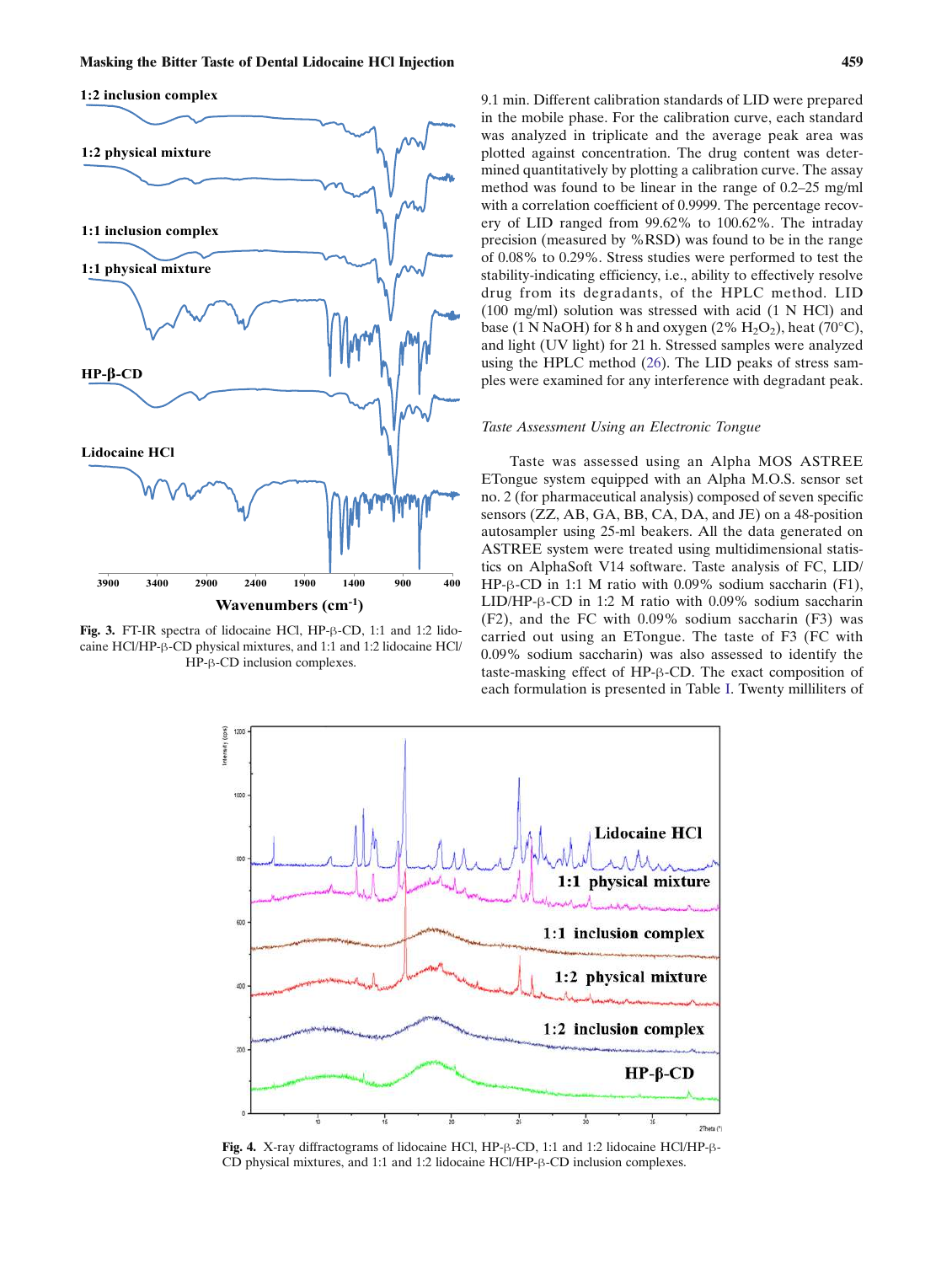Fig. 3. FT-IR spectra of lidocaine HCl, HP-β-CD, 1:1 and 1:2 lidocaine HCl/HP-β-CD physical mixtures, and 1:1 and 1:2 lidocaine HCl/HP-β-CD inclusion complexes.

9.1 min. Different calibration standards of LID were prepared in the mobile phase. For the calibration curve, each standard was analyzed in triplicate and the average peak area was plotted against concentration. The drug content was determined quantitatively by plotting a calibration curve. The assay method was found to be linear in the range of 0.2–25 mg/ml with a correlation coefficient of 0.9999. The percentage recovery of LID ranged from 99.62% to 100.62%. The intraday precision (measured by %RSD) was found to be in the range of 0.08% to 0.29%. Stress studies were performed to test the stability-indicating efficiency, i.e., ability to effectively resolve drug from its degradants, of the HPLC method. LID (100 mg/ml) solution was stressed with acid (1 N HCl) and base (1 N NaOH) for 8 h and oxygen (2% $H_2O_2$), heat (70°C), and light (UV light) for 21 h. Stressed samples were analyzed using the HPLC method (26). The LID peaks of stress samples were examined for any interference with degradant peak.

### *Taste Assessment Using an Electronic Tongue*

Taste was assessed using an Alpha MOS ASTREE ETongue system equipped with an Alpha M.O.S. sensor set no. 2 (for pharmaceutical analysis) composed of seven specific sensors (ZZ, AB, GA, BB, CA, DA, and JE) on a 48-position autosampler using 25-ml beakers. All the data generated on ASTREE system were treated using multidimensional statistics on AlphaSoft V14 software. Taste analysis of FC, LID/HP-β-CD in 1:1 M ratio with 0.09% sodium saccharin (F1), LID/HP-β-CD in 1:2 M ratio with 0.09% sodium saccharin (F2), and the FC with 0.09% sodium saccharin (F3) was carried out using an ETongue. The taste of F3 (FC with 0.09% sodium saccharin) was also assessed to identify the taste-masking effect of HP-β-CD. The exact composition of each formulation is presented in Table I. Twenty milliliters of

Fig. 4. X-ray diffractograms of lidocaine HCl, HP-β-CD, 1:1 and 1:2 lidocaine HCl/HP-β-CD physical mixtures, and 1:1 and 1:2 lidocaine HCl/HP-β-CD inclusion complexes.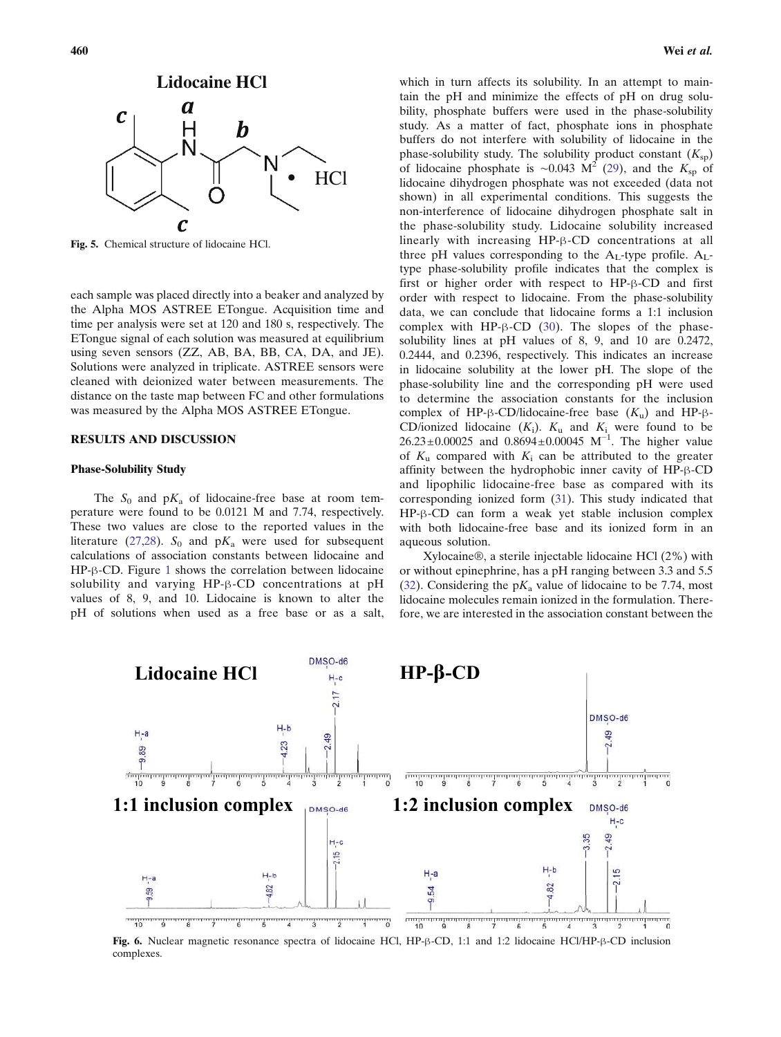Fig. 5. Chemical structure of lidocaine HCl.

each sample was placed directly into a beaker and analyzed by the Alpha MOS ASTREE ETongue. Acquisition time and time per analysis were set at 120 and 180 s, respectively. The ETongue signal of each solution was measured at equilibrium using seven sensors (ZZ, AB, BA, BB, CA, DA, and JE). Solutions were analyzed in triplicate. ASTREE sensors were cleaned with deionized water between measurements. The distance on the taste map between FC and other formulations was measured by the Alpha MOS ASTREE ETongue.

## RESULTS AND DISCUSSION

### Phase-Solubility Study

The $S_0$ and p$K_a$ of lidocaine-free base at room temperature were found to be 0.0121 M and 7.74, respectively. These two values are close to the reported values in the literature (27,28). $S_0$ and p$K_a$ were used for subsequent calculations of association constants between lidocaine and HP-β-CD. Figure 1 shows the correlation between lidocaine solubility and varying HP-β-CD concentrations at pH values of 8, 9, and 10. Lidocaine is known to alter the pH of solutions when used as a free base or as a salt, which in turn affects its solubility. In an attempt to maintain the pH and minimize the effects of pH on drug solubility, phosphate buffers were used in the phase-solubility study. As a matter of fact, phosphate ions in phosphate buffers do not interfere with solubility of lidocaine in the phase-solubility study. The solubility product constant ($K_{sp}$) of lidocaine phosphate is ~0.043 $M^2$ (29), and the $K_{sp}$ of lidocaine dihydrogen phosphate was not exceeded (data not shown) in all experimental conditions. This suggests the non-interference of lidocaine dihydrogen phosphate salt in the phase-solubility study. Lidocaine solubility increased linearly with increasing HP-β-CD concentrations at all three pH values corresponding to the $A_L$-type profile. $A_L$-type phase-solubility profile indicates that the complex is first or higher order with respect to HP-β-CD and first order with respect to lidocaine. From the phase-solubility data, we can conclude that lidocaine forms a 1:1 inclusion complex with HP-β-CD (30). The slopes of the phase-solubility lines at pH values of 8, 9, and 10 are 0.2472, 0.2444, and 0.2396, respectively. This indicates an increase in lidocaine solubility at the lower pH. The slope of the phase-solubility line and the corresponding pH were used to determine the association constants for the inclusion complex of HP-β-CD/lidocaine-free base ($K_u$) and HP-β-CD/ionized lidocaine ($K_i$). $K_u$ and $K_i$ were found to be $26.23 \pm 0.00025$ and $0.8694 \pm 0.00045$ $M^{-1}$. The higher value of $K_u$ compared with $K_i$ can be attributed to the greater affinity between the hydrophobic inner cavity of HP-β-CD and lipophilic lidocaine-free base as compared with its corresponding ionized form (31). This study indicated that HP-β-CD can form a weak yet stable inclusion complex with both lidocaine-free base and its ionized form in an aqueous solution.

Xylocaine®, a sterile injectable lidocaine HCl (2%) with or without epinephrine, has a pH ranging between 3.3 and 5.5 (32). Considering the p$K_a$ value of lidocaine to be 7.74, most lidocaine molecules remain ionized in the formulation. Therefore, we are interested in the association constant between the

Fig. 6. Nuclear magnetic resonance spectra of lidocaine HCl, HP-β-CD, 1:1 and 1:2 lidocaine HCl/HP-β-CD inclusion complexes.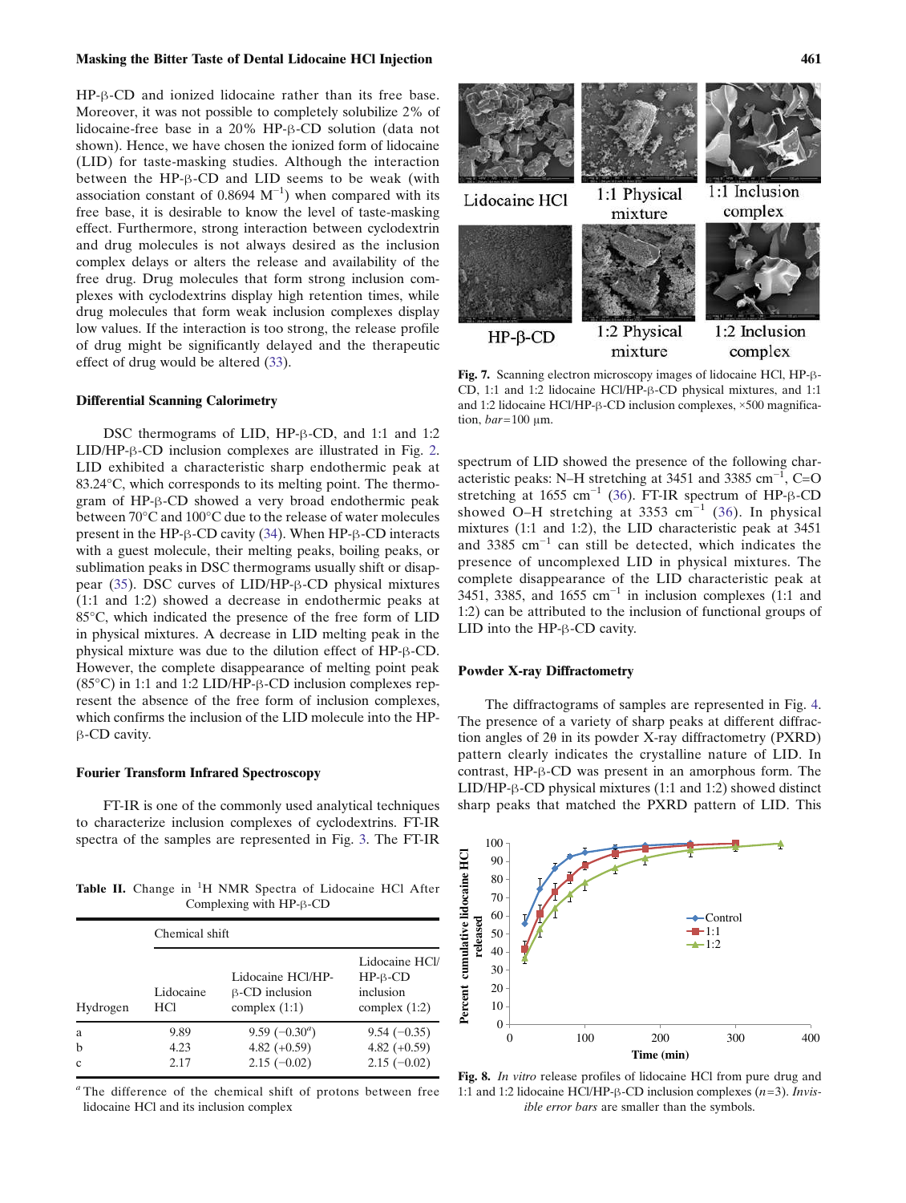HP-β-CD and ionized lidocaine rather than its free base. Moreover, it was not possible to completely solubilize 2% of lidocaine-free base in a 20% HP-β-CD solution (data not shown). Hence, we have chosen the ionized form of lidocaine (LID) for taste-masking studies. Although the interaction between the HP-β-CD and LID seems to be weak (with association constant of 0.8694 $M^{-1}$) when compared with its free base, it is desirable to know the level of taste-masking effect. Furthermore, strong interaction between cyclodextrin and drug molecules is not always desired as the inclusion complex delays or alters the release and availability of the free drug. Drug molecules that form strong inclusion complexes with cyclodextrins display high retention times, while drug molecules that form weak inclusion complexes display low values. If the interaction is too strong, the release profile of drug might be significantly delayed and the therapeutic effect of drug would be altered (33).

### Differential Scanning Calorimetry

DSC thermograms of LID, HP-β-CD, and 1:1 and 1:2 LID/HP-β-CD inclusion complexes are illustrated in Fig. 2. LID exhibited a characteristic sharp endothermic peak at 83.24°C, which corresponds to its melting point. The thermogram of HP-β-CD showed a very broad endothermic peak between 70°C and 100°C due to the release of water molecules present in the HP-β-CD cavity (34). When HP-β-CD interacts with a guest molecule, their melting peaks, boiling peaks, or sublimation peaks in DSC thermograms usually shift or disappear (35). DSC curves of LID/HP-β-CD physical mixtures (1:1 and 1:2) showed a decrease in endothermic peaks at 85°C, which indicated the presence of the free form of LID in physical mixtures. A decrease in LID melting peak in the physical mixture was due to the dilution effect of HP-β-CD. However, the complete disappearance of melting point peak (85°C) in 1:1 and 1:2 LID/HP-β-CD inclusion complexes represent the absence of the free form of inclusion complexes, which confirms the inclusion of the LID molecule into the HP-β-CD cavity.

### Fourier Transform Infrared Spectroscopy

FT-IR is one of the commonly used analytical techniques to characterize inclusion complexes of cyclodextrins. FT-IR spectra of the samples are represented in Fig. 3. The FT-IR spectrum of LID showed the presence of the following characteristic peaks: N–H stretching at 3451 and 3385 $cm^{-1}$, C=O stretching at 1655 $cm^{-1}$ (36). FT-IR spectrum of HP-β-CD showed O–H stretching at 3353 $cm^{-1}$ (36). In physical mixtures (1:1 and 1:2), the LID characteristic peak at 3451 and 3385 $cm^{-1}$ can still be detected, which indicates the presence of uncomplexed LID in physical mixtures. The complete disappearance of the LID characteristic peak at 3451, 3385, and 1655 $cm^{-1}$ in inclusion complexes (1:1 and 1:2) can be attributed to the inclusion of functional groups of LID into the HP-β-CD cavity.

**Table II.** Change in $^{1}$H NMR Spectra of Lidocaine HCl After Complexing with HP-β-CD

| Hydrogen | Chemical shift | | |
|---|---|---|---|
| | Lidocaine HCl | Lidocaine HCl/HP-β-CD inclusion complex (1:1) | Lidocaine HCl/HP-β-CD inclusion complex (1:2) |
| a | 9.89 | 9.59 (−0.30[a]) | 9.54 (−0.35) |
| b | 4.23 | 4.82 (+0.59) | 4.82 (+0.59) |
| c | 2.17 | 2.15 (−0.02) | 2.15 (−0.02) |

[a] The difference of the chemical shift of protons between free lidocaine HCl and its inclusion complex

**Fig. 7.** Scanning electron microscopy images of lidocaine HCl, HP-β-CD, 1:1 and 1:2 lidocaine HCl/HP-β-CD physical mixtures, and 1:1 and 1:2 lidocaine HCl/HP-β-CD inclusion complexes, ×500 magnification, *bar*=100 μm.

### Powder X-ray Diffractometry

The diffractograms of samples are represented in Fig. 4. The presence of a variety of sharp peaks at different diffraction angles of 2θ in its powder X-ray diffractometry (PXRD) pattern clearly indicates the crystalline nature of LID. In contrast, HP-β-CD was present in an amorphous form. The LID/HP-β-CD physical mixtures (1:1 and 1:2) showed distinct sharp peaks that matched the PXRD pattern of LID. This

**Fig. 8.** *In vitro* release profiles of lidocaine HCl from pure drug and 1:1 and 1:2 lidocaine HCl/HP-β-CD inclusion complexes (*n*=3). *Invisible error bars* are smaller than the symbols.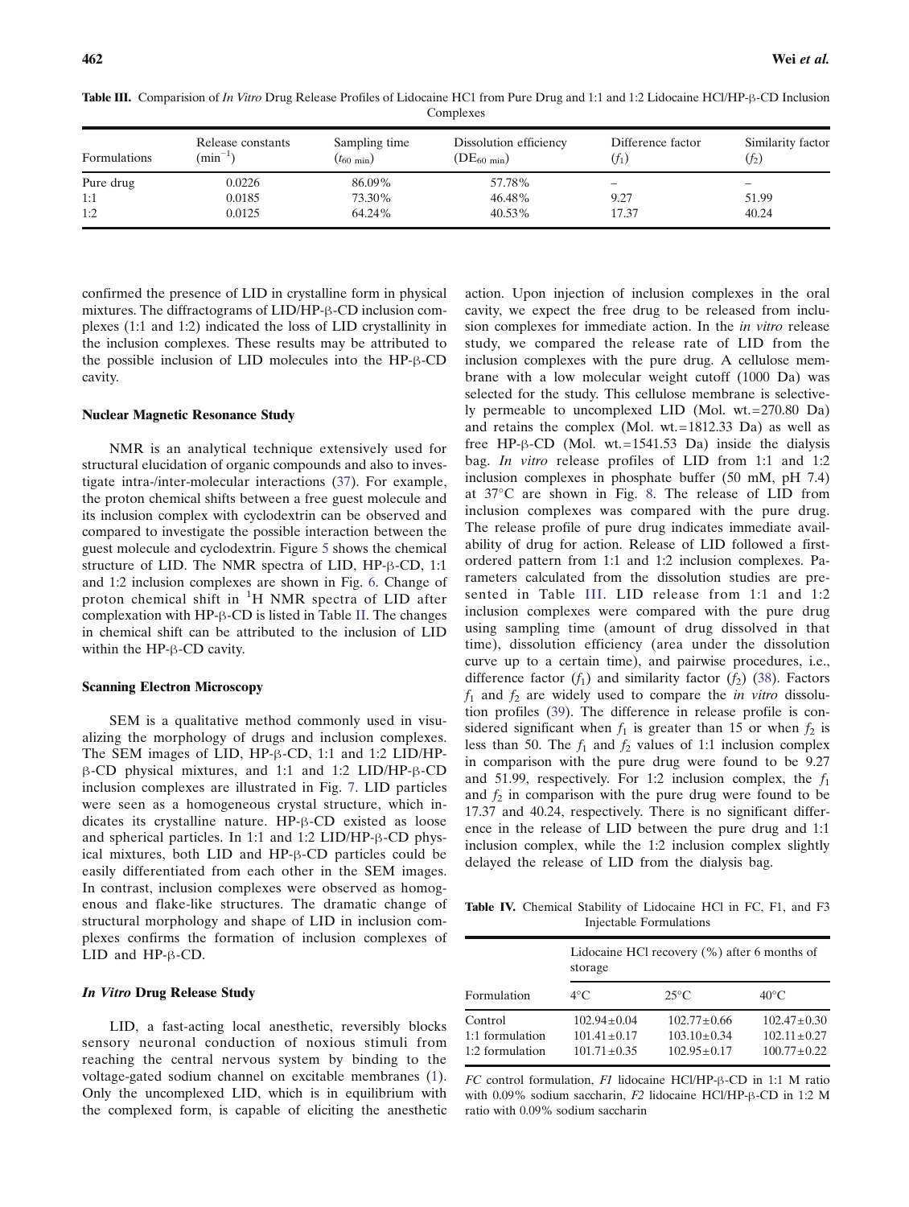**Table III.** Comparision of *In Vitro* Drug Release Profiles of Lidocaine HC1 from Pure Drug and 1:1 and 1:2 Lidocaine HCl/HP-β-CD Inclusion Complexes

| Formulations | Release constants ($min^{-1}$) | Sampling time ($t_{60\ min}$) | Dissolution efficiency ($DE_{60\ min}$) | Difference factor ($f_1$) | Similarity factor ($f_2$) |
|---|---|---|---|---|---|
| Pure drug | 0.0226 | 86.09% | 57.78% | – | – |
| 1:1 | 0.0185 | 73.30% | 46.48% | 9.27 | 51.99 |
| 1:2 | 0.0125 | 64.24% | 40.53% | 17.37 | 40.24 |

confirmed the presence of LID in crystalline form in physical mixtures. The diffractograms of LID/HP-β-CD inclusion complexes (1:1 and 1:2) indicated the loss of LID crystallinity in the inclusion complexes. These results may be attributed to the possible inclusion of LID molecules into the HP-β-CD cavity.

### Nuclear Magnetic Resonance Study

NMR is an analytical technique extensively used for structural elucidation of organic compounds and also to investigate intra-/inter-molecular interactions (37). For example, the proton chemical shifts between a free guest molecule and its inclusion complex with cyclodextrin can be observed and compared to investigate the possible interaction between the guest molecule and cyclodextrin. Figure 5 shows the chemical structure of LID. The NMR spectra of LID, HP-β-CD, 1:1 and 1:2 inclusion complexes are shown in Fig. 6. Change of proton chemical shift in $^1$H NMR spectra of LID after complexation with HP-β-CD is listed in Table II. The changes in chemical shift can be attributed to the inclusion of LID within the HP-β-CD cavity.

### Scanning Electron Microscopy

SEM is a qualitative method commonly used in visualizing the morphology of drugs and inclusion complexes. The SEM images of LID, HP-β-CD, 1:1 and 1:2 LID/HP-β-CD physical mixtures, and 1:1 and 1:2 LID/HP-β-CD inclusion complexes are illustrated in Fig. 7. LID particles were seen as a homogeneous crystal structure, which indicates its crystalline nature. HP-β-CD existed as loose and spherical particles. In 1:1 and 1:2 LID/HP-β-CD physical mixtures, both LID and HP-β-CD particles could be easily differentiated from each other in the SEM images. In contrast, inclusion complexes were observed as homogenous and flake-like structures. The dramatic change of structural morphology and shape of LID in inclusion complexes confirms the formation of inclusion complexes of LID and HP-β-CD.

### *In Vitro* Drug Release Study

LID, a fast-acting local anesthetic, reversibly blocks sensory neuronal conduction of noxious stimuli from reaching the central nervous system by binding to the voltage-gated sodium channel on excitable membranes (1). Only the uncomplexed LID, which is in equilibrium with the complexed form, is capable of eliciting the anesthetic action. Upon injection of inclusion complexes in the oral cavity, we expect the free drug to be released from inclusion complexes for immediate action. In the *in vitro* release study, we compared the release rate of LID from the inclusion complexes with the pure drug. A cellulose membrane with a low molecular weight cutoff (1000 Da) was selected for the study. This cellulose membrane is selectively permeable to uncomplexed LID (Mol. wt.=270.80 Da) and retains the complex (Mol. wt.=1812.33 Da) as well as free HP-β-CD (Mol. wt.=1541.53 Da) inside the dialysis bag. *In vitro* release profiles of LID from 1:1 and 1:2 inclusion complexes in phosphate buffer (50 mM, pH 7.4) at 37°C are shown in Fig. 8. The release of LID from inclusion complexes was compared with the pure drug. The release profile of pure drug indicates immediate availability of drug for action. Release of LID followed a first-ordered pattern from 1:1 and 1:2 inclusion complexes. Parameters calculated from the dissolution studies are presented in Table III. LID release from 1:1 and 1:2 inclusion complexes were compared with the pure drug using sampling time (amount of drug dissolved in that time), dissolution efficiency (area under the dissolution curve up to a certain time), and pairwise procedures, i.e., difference factor ($f_1$) and similarity factor ($f_2$) (38). Factors $f_1$ and $f_2$ are widely used to compare the *in vitro* dissolution profiles (39). The difference in release profile is considered significant when $f_1$ is greater than 15 or when $f_2$ is less than 50. The $f_1$ and $f_2$ values of 1:1 inclusion complex in comparison with the pure drug were found to be 9.27 and 51.99, respectively. For 1:2 inclusion complex, the $f_1$ and $f_2$ in comparison with the pure drug were found to be 17.37 and 40.24, respectively. There is no significant difference in the release of LID between the pure drug and 1:1 inclusion complex, while the 1:2 inclusion complex slightly delayed the release of LID from the dialysis bag.

**Table IV.** Chemical Stability of Lidocaine HCl in FC, F1, and F3 Injectable Formulations

| Formulation | Lidocaine HCl recovery (%) after 6 months of storage | | |
|---|---|---|---|
| | 4°C | 25°C | 40°C |
| Control | 102.94±0.04 | 102.77±0.66 | 102.47±0.30 |
| 1:1 formulation | 101.41±0.17 | 103.10±0.34 | 102.11±0.27 |
| 1:2 formulation | 101.71±0.35 | 102.95±0.17 | 100.77±0.22 |

*FC* control formulation, *F1* lidocaine HCl/HP-β-CD in 1:1 M ratio with 0.09% sodium saccharin, *F2* lidocaine HCl/HP-β-CD in 1:2 M ratio with 0.09% sodium saccharin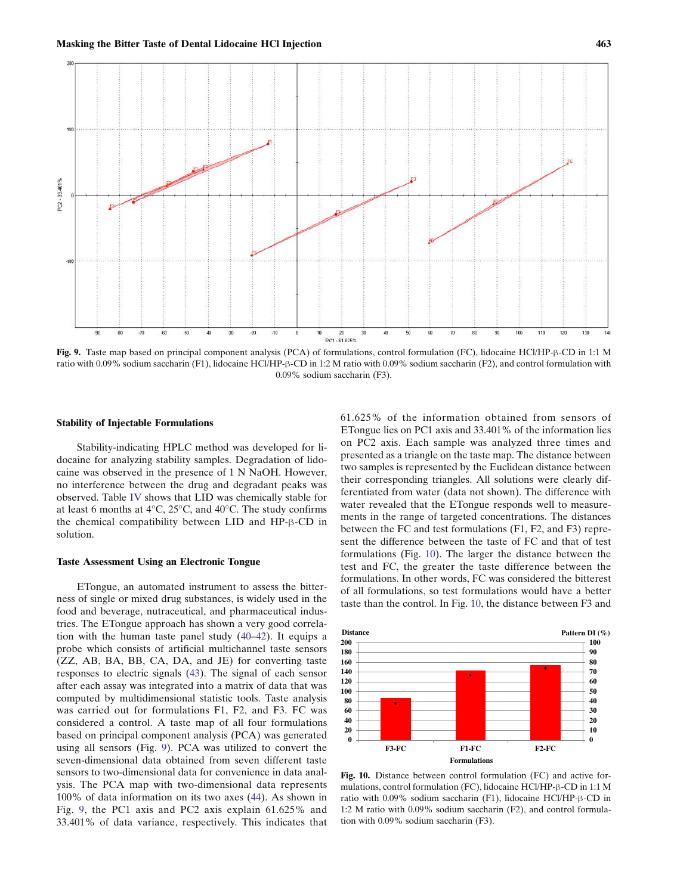Fig. 9. Taste map based on principal component analysis (PCA) of formulations, control formulation (FC), lidocaine HCl/HP-β-CD in 1:1 M ratio with 0.09% sodium saccharin (F1), lidocaine HCl/HP-β-CD in 1:2 M ratio with 0.09% sodium saccharin (F2), and control formulation with 0.09% sodium saccharin (F3).

### Stability of Injectable Formulations

Stability-indicating HPLC method was developed for lidocaine for analyzing stability samples. Degradation of lidocaine was observed in the presence of 1 N NaOH. However, no interference between the drug and degradant peaks was observed. Table IV shows that LID was chemically stable for at least 6 months at 4°C, 25°C, and 40°C. The study confirms the chemical compatibility between LID and HP-β-CD in solution.

### Taste Assessment Using an Electronic Tongue

ETongue, an automated instrument to assess the bitterness of single or mixed drug substances, is widely used in the food and beverage, nutraceutical, and pharmaceutical industries. The ETongue approach has shown a very good correlation with the human taste panel study (40–42). It equips a probe which consists of artificial multichannel taste sensors (ZZ, AB, BA, BB, CA, DA, and JE) for converting taste responses to electric signals (43). The signal of each sensor after each assay was integrated into a matrix of data that was computed by multidimensional statistic tools. Taste analysis was carried out for formulations F1, F2, and F3. FC was considered a control. A taste map of all four formulations based on principal component analysis (PCA) was generated using all sensors (Fig. 9). PCA was utilized to convert the seven-dimensional data obtained from seven different taste sensors to two-dimensional data for convenience in data analysis. The PCA map with two-dimensional data represents 100% of data information on its two axes (44). As shown in Fig. 9, the PC1 axis and PC2 axis explain 61.625% and 33.401% of data variance, respectively. This indicates that 61.625% of the information obtained from sensors of ETongue lies on PC1 axis and 33.401% of the information lies on PC2 axis. Each sample was analyzed three times and presented as a triangle on the taste map. The distance between two samples is represented by the Euclidean distance between their corresponding triangles. All solutions were clearly differentiated from water (data not shown). The difference with water revealed that the ETongue responds well to measurements in the range of targeted concentrations. The distances between the FC and test formulations (F1, F2, and F3) represent the difference between the taste of FC and that of test formulations (Fig. 10). The larger the distance between the test and FC, the greater the taste difference between the formulations. In other words, FC was considered the bitterest of all formulations, so test formulations would have a better taste than the control. In Fig. 10, the distance between F3 and

Fig. 10. Distance between control formulation (FC) and active formulations, control formulation (FC), lidocaine HCl/HP-β-CD in 1:1 M ratio with 0.09% sodium saccharin (F1), lidocaine HCl/HP-β-CD in 1:2 M ratio with 0.09% sodium saccharin (F2), and control formulation with 0.09% sodium saccharin (F3).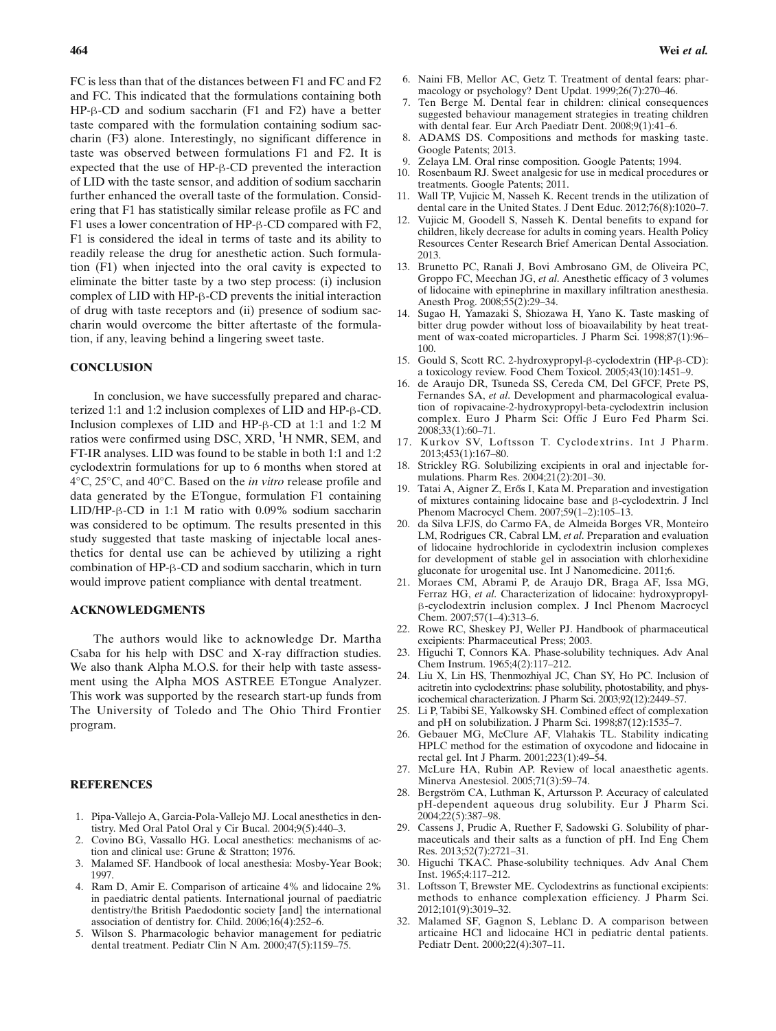FC is less than that of the distances between F1 and FC and F2 and FC. This indicated that the formulations containing both HP-β-CD and sodium saccharin (F1 and F2) have a better taste compared with the formulation containing sodium saccharin (F3) alone. Interestingly, no significant difference in taste was observed between formulations F1 and F2. It is expected that the use of HP-β-CD prevented the interaction of LID with the taste sensor, and addition of sodium saccharin further enhanced the overall taste of the formulation. Considering that F1 has statistically similar release profile as FC and F1 uses a lower concentration of HP-β-CD compared with F2, F1 is considered the ideal in terms of taste and its ability to readily release the drug for anesthetic action. Such formulation (F1) when injected into the oral cavity is expected to eliminate the bitter taste by a two step process: (i) inclusion complex of LID with HP-β-CD prevents the initial interaction of drug with taste receptors and (ii) presence of sodium saccharin would overcome the bitter aftertaste of the formulation, if any, leaving behind a lingering sweet taste.

## CONCLUSION

In conclusion, we have successfully prepared and characterized 1:1 and 1:2 inclusion complexes of LID and HP-β-CD. Inclusion complexes of LID and HP-β-CD at 1:1 and 1:2 M ratios were confirmed using DSC, XRD, $^{1}$H NMR, SEM, and FT-IR analyses. LID was found to be stable in both 1:1 and 1:2 cyclodextrin formulations for up to 6 months when stored at 4°C, 25°C, and 40°C. Based on the *in vitro* release profile and data generated by the ETongue, formulation F1 containing LID/HP-β-CD in 1:1 M ratio with 0.09% sodium saccharin was considered to be optimum. The results presented in this study suggested that taste masking of injectable local anesthetics for dental use can be achieved by utilizing a right combination of HP-β-CD and sodium saccharin, which in turn would improve patient compliance with dental treatment.

## ACKNOWLEDGMENTS

The authors would like to acknowledge Dr. Martha Csaba for his help with DSC and X-ray diffraction studies. We also thank Alpha M.O.S. for their help with taste assessment using the Alpha MOS ASTREE ETongue Analyzer. This work was supported by the research start-up funds from The University of Toledo and The Ohio Third Frontier program.

## REFERENCES

1. Pipa-Vallejo A, Garcia-Pola-Vallejo MJ. Local anesthetics in dentistry. Med Oral Patol Oral y Cir Bucal. 2004;9(5):440–3.
2. Covino BG, Vassallo HG. Local anesthetics: mechanisms of action and clinical use: Grune & Stratton; 1976.
3. Malamed SF. Handbook of local anesthesia: Mosby-Year Book; 1997.
4. Ram D, Amir E. Comparison of articaine 4% and lidocaine 2% in paediatric dental patients. International journal of paediatric dentistry/the British Paedodontic society [and] the international association of dentistry for. Child. 2006;16(4):252–6.
5. Wilson S. Pharmacologic behavior management for pediatric dental treatment. Pediatr Clin N Am. 2000;47(5):1159–75.
6. Naini FB, Mellor AC, Getz T. Treatment of dental fears: pharmacology or psychology? Dent Updat. 1999;26(7):270–46.
7. Ten Berge M. Dental fear in children: clinical consequences suggested behaviour management strategies in treating children with dental fear. Eur Arch Paediatr Dent. 2008;9(1):41–6.
8. ADAMS DS. Compositions and methods for masking taste. Google Patents; 2013.
9. Zelaya LM. Oral rinse composition. Google Patents; 1994.
10. Rosenbaum RJ. Sweet analgesic for use in medical procedures or treatments. Google Patents; 2011.
11. Wall TP, Vujicic M, Nasseh K. Recent trends in the utilization of dental care in the United States. J Dent Educ. 2012;76(8):1020–7.
12. Vujicic M, Goodell S, Nasseh K. Dental benefits to expand for children, likely decrease for adults in coming years. Health Policy Resources Center Research Brief American Dental Association. 2013.
13. Brunetto PC, Ranali J, Bovi Ambrosano GM, de Oliveira PC, Groppo FC, Meechan JG, *et al*. Anesthetic efficacy of 3 volumes of lidocaine with epinephrine in maxillary infiltration anesthesia. Anesth Prog. 2008;55(2):29–34.
14. Sugao H, Yamazaki S, Shiozawa H, Yano K. Taste masking of bitter drug powder without loss of bioavailability by heat treatment of wax-coated microparticles. J Pharm Sci. 1998;87(1):96–100.
15. Gould S, Scott RC. 2-hydroxypropyl-β-cyclodextrin (HP-β-CD): a toxicology review. Food Chem Toxicol. 2005;43(10):1451–9.
16. de Araujo DR, Tsuneda SS, Cereda CM, Del GFCF, Prete PS, Fernandes SA, *et al*. Development and pharmacological evaluation of ropivacaine-2-hydroxypropyl-beta-cyclodextrin inclusion complex. Euro J Pharm Sci: Offic J Euro Fed Pharm Sci. 2008;33(1):60–71.
17. Kurkov SV, Loftsson T. Cyclodextrins. Int J Pharm. 2013;453(1):167–80.
18. Strickley RG. Solubilizing excipients in oral and injectable formulations. Pharm Res. 2004;21(2):201–30.
19. Tatai A, Aigner Z, Erős I, Kata M. Preparation and investigation of mixtures containing lidocaine base and β-cyclodextrin. J Incl Phenom Macrocycl Chem. 2007;59(1–2):105–13.
20. da Silva LFJS, do Carmo FA, de Almeida Borges VR, Monteiro LM, Rodrigues CR, Cabral LM, *et al*. Preparation and evaluation of lidocaine hydrochloride in cyclodextrin inclusion complexes for development of stable gel in association with chlorhexidine gluconate for urogenital use. Int J Nanomedicine. 2011;6.
21. Moraes CM, Abrami P, de Araujo DR, Braga AF, Issa MG, Ferraz HG, *et al*. Characterization of lidocaine: hydroxypropyl-β-cyclodextrin inclusion complex. J Incl Phenom Macrocycl Chem. 2007;57(1–4):313–6.
22. Rowe RC, Sheskey PJ, Weller PJ. Handbook of pharmaceutical excipients: Pharmaceutical Press; 2003.
23. Higuchi T, Connors KA. Phase-solubility techniques. Adv Anal Chem Instrum. 1965;4(2):117–212.
24. Liu X, Lin HS, Thenmozhiyal JC, Chan SY, Ho PC. Inclusion of acitretin into cyclodextrins: phase solubility, photostability, and physicochemical characterization. J Pharm Sci. 2003;92(12):2449–57.
25. Li P, Tabibi SE, Yalkowsky SH. Combined effect of complexation and pH on solubilization. J Pharm Sci. 1998;87(12):1535–7.
26. Gebauer MG, McClure AF, Vlahakis TL. Stability indicating HPLC method for the estimation of oxycodone and lidocaine in rectal gel. Int J Pharm. 2001;223(1):49–54.
27. McLure HA, Rubin AP. Review of local anaesthetic agents. Minerva Anestesiol. 2005;71(3):59–74.
28. Bergström CA, Luthman K, Artursson P. Accuracy of calculated pH-dependent aqueous drug solubility. Eur J Pharm Sci. 2004;22(5):387–98.
29. Cassens J, Prudic A, Ruether F, Sadowski G. Solubility of pharmaceuticals and their salts as a function of pH. Ind Eng Chem Res. 2013;52(7):2721–31.
30. Higuchi TKAC. Phase-solubility techniques. Adv Anal Chem Inst. 1965;4:117–212.
31. Loftsson T, Brewster ME. Cyclodextrins as functional excipients: methods to enhance complexation efficiency. J Pharm Sci. 2012;101(9):3019–32.
32. Malamed SF, Gagnon S, Leblanc D. A comparison between articaine HCl and lidocaine HCl in pediatric dental patients. Pediatr Dent. 2000;22(4):307–11.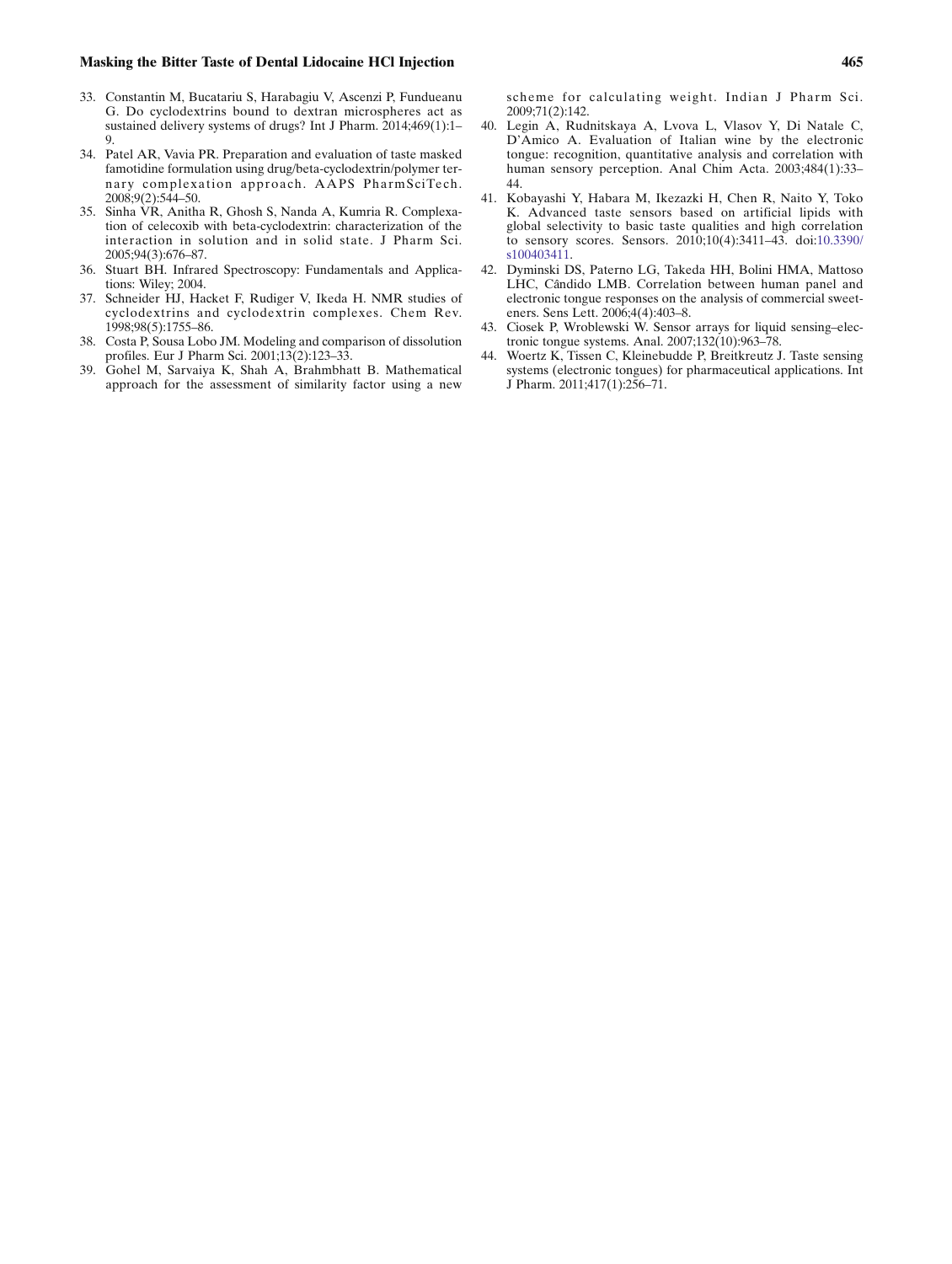33. Constantin M, Bucatariu S, Harabagiu V, Ascenzi P, Fundueanu G. Do cyclodextrins bound to dextran microspheres act as sustained delivery systems of drugs? Int J Pharm. 2014;469(1):1–9.
34. Patel AR, Vavia PR. Preparation and evaluation of taste masked famotidine formulation using drug/beta-cyclodextrin/polymer ternary complexation approach. AAPS PharmSciTech. 2008;9(2):544–50.
35. Sinha VR, Anitha R, Ghosh S, Nanda A, Kumria R. Complexation of celecoxib with beta-cyclodextrin: characterization of the interaction in solution and in solid state. J Pharm Sci. 2005;94(3):676–87.
36. Stuart BH. Infrared Spectroscopy: Fundamentals and Applications: Wiley; 2004.
37. Schneider HJ, Hacket F, Rudiger V, Ikeda H. NMR studies of cyclodextrins and cyclodextrin complexes. Chem Rev. 1998;98(5):1755–86.
38. Costa P, Sousa Lobo JM. Modeling and comparison of dissolution profiles. Eur J Pharm Sci. 2001;13(2):123–33.
39. Gohel M, Sarvaiya K, Shah A, Brahmbhatt B. Mathematical approach for the assessment of similarity factor using a new scheme for calculating weight. Indian J Pharm Sci. 2009;71(2):142.
40. Legin A, Rudnitskaya A, Lvova L, Vlasov Y, Di Natale C, D'Amico A. Evaluation of Italian wine by the electronic tongue: recognition, quantitative analysis and correlation with human sensory perception. Anal Chim Acta. 2003;484(1):33–44.
41. Kobayashi Y, Habara M, Ikezazki H, Chen R, Naito Y, Toko K. Advanced taste sensors based on artificial lipids with global selectivity to basic taste qualities and high correlation to sensory scores. Sensors. 2010;10(4):3411–43. doi:10.3390/s100403411.
42. Dyminski DS, Paterno LG, Takeda HH, Bolini HMA, Mattoso LHC, Cândido LMB. Correlation between human panel and electronic tongue responses on the analysis of commercial sweeteners. Sens Lett. 2006;4(4):403–8.
43. Ciosek P, Wroblewski W. Sensor arrays for liquid sensing–electronic tongue systems. Anal. 2007;132(10):963–78.
44. Woertz K, Tissen C, Kleinebudde P, Breitkreutz J. Taste sensing systems (electronic tongues) for pharmaceutical applications. Int J Pharm. 2011;417(1):256–71.